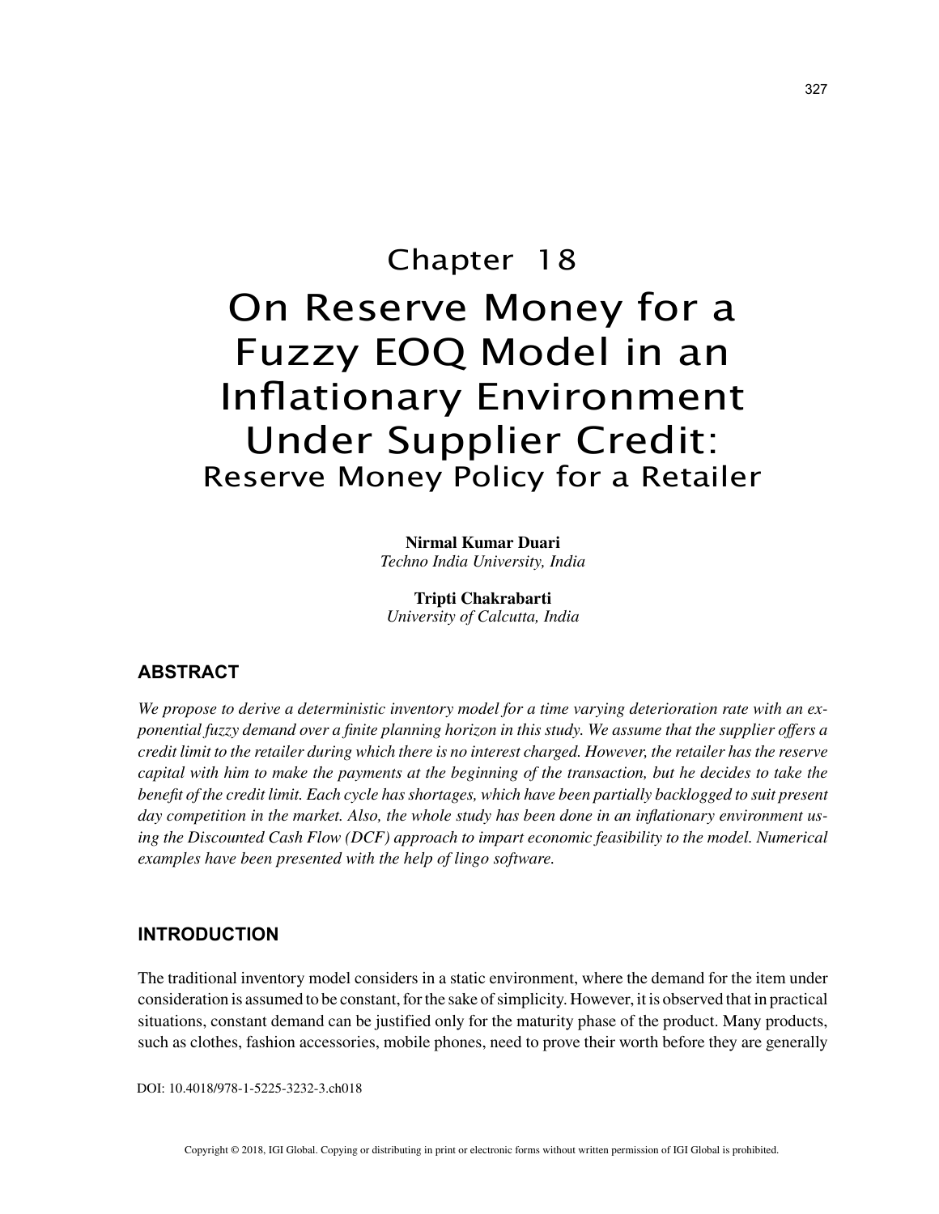# Chapter 18

# On Reserve Money for a Fuzzy EOQ Model in an Inflationary Environment Under Supplier Credit:

## Reserve Money Policy for a Retailer

**Nirmal Kumar Duari**
*Techno India University, India*

**Tripti Chakrabarti**
*University of Calcutta, India*

## ABSTRACT

*We propose to derive a deterministic inventory model for a time varying deterioration rate with an exponential fuzzy demand over a finite planning horizon in this study. We assume that the supplier offers a credit limit to the retailer during which there is no interest charged. However, the retailer has the reserve capital with him to make the payments at the beginning of the transaction, but he decides to take the benefit of the credit limit. Each cycle has shortages, which have been partially backlogged to suit present day competition in the market. Also, the whole study has been done in an inflationary environment using the Discounted Cash Flow (DCF) approach to impart economic feasibility to the model. Numerical examples have been presented with the help of lingo software.*

## INTRODUCTION

The traditional inventory model considers in a static environment, where the demand for the item under consideration is assumed to be constant, for the sake of simplicity. However, it is observed that in practical situations, constant demand can be justified only for the maturity phase of the product. Many products, such as clothes, fashion accessories, mobile phones, need to prove their worth before they are generally

DOI: 10.4018/978-1-5225-3232-3.ch018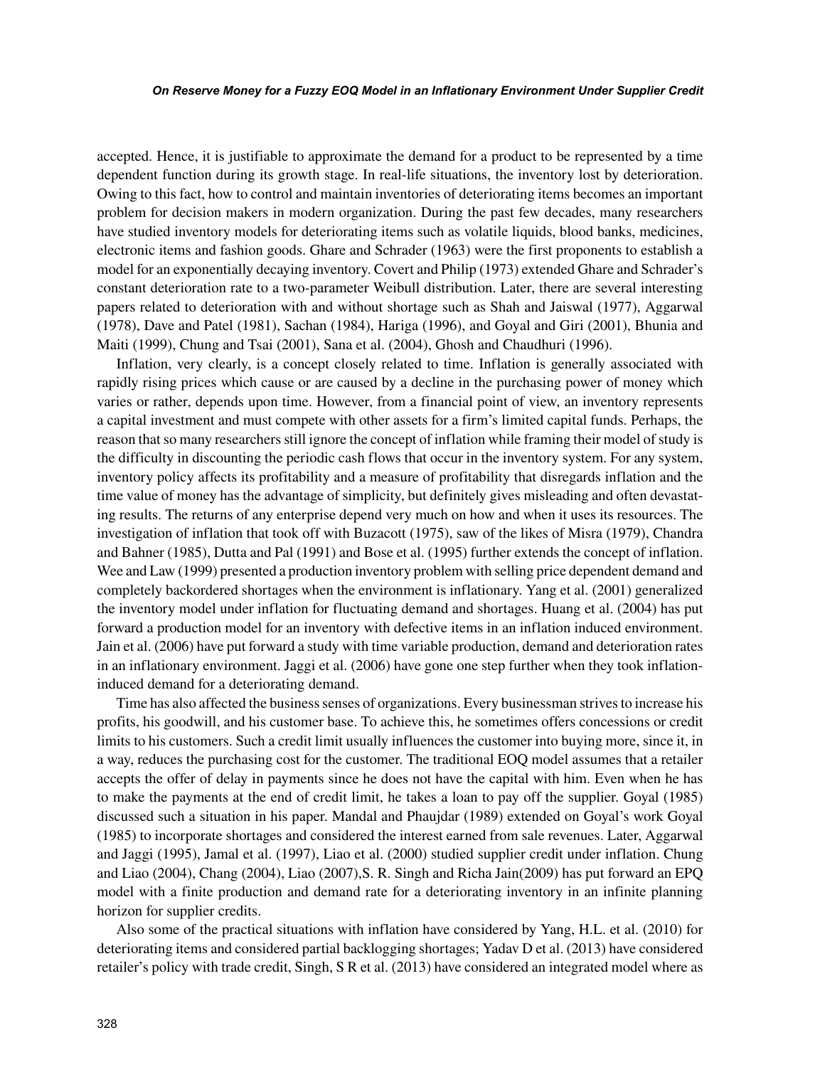accepted. Hence, it is justifiable to approximate the demand for a product to be represented by a time dependent function during its growth stage. In real-life situations, the inventory lost by deterioration. Owing to this fact, how to control and maintain inventories of deteriorating items becomes an important problem for decision makers in modern organization. During the past few decades, many researchers have studied inventory models for deteriorating items such as volatile liquids, blood banks, medicines, electronic items and fashion goods. Ghare and Schrader (1963) were the first proponents to establish a model for an exponentially decaying inventory. Covert and Philip (1973) extended Ghare and Schrader's constant deterioration rate to a two-parameter Weibull distribution. Later, there are several interesting papers related to deterioration with and without shortage such as Shah and Jaiswal (1977), Aggarwal (1978), Dave and Patel (1981), Sachan (1984), Hariga (1996), and Goyal and Giri (2001), Bhunia and Maiti (1999), Chung and Tsai (2001), Sana et al. (2004), Ghosh and Chaudhuri (1996).

Inflation, very clearly, is a concept closely related to time. Inflation is generally associated with rapidly rising prices which cause or are caused by a decline in the purchasing power of money which varies or rather, depends upon time. However, from a financial point of view, an inventory represents a capital investment and must compete with other assets for a firm's limited capital funds. Perhaps, the reason that so many researchers still ignore the concept of inflation while framing their model of study is the difficulty in discounting the periodic cash flows that occur in the inventory system. For any system, inventory policy affects its profitability and a measure of profitability that disregards inflation and the time value of money has the advantage of simplicity, but definitely gives misleading and often devastating results. The returns of any enterprise depend very much on how and when it uses its resources. The investigation of inflation that took off with Buzacott (1975), saw of the likes of Misra (1979), Chandra and Bahner (1985), Dutta and Pal (1991) and Bose et al. (1995) further extends the concept of inflation. Wee and Law (1999) presented a production inventory problem with selling price dependent demand and completely backordered shortages when the environment is inflationary. Yang et al. (2001) generalized the inventory model under inflation for fluctuating demand and shortages. Huang et al. (2004) has put forward a production model for an inventory with defective items in an inflation induced environment. Jain et al. (2006) have put forward a study with time variable production, demand and deterioration rates in an inflationary environment. Jaggi et al. (2006) have gone one step further when they took inflation-induced demand for a deteriorating demand.

Time has also affected the business senses of organizations. Every businessman strives to increase his profits, his goodwill, and his customer base. To achieve this, he sometimes offers concessions or credit limits to his customers. Such a credit limit usually influences the customer into buying more, since it, in a way, reduces the purchasing cost for the customer. The traditional EOQ model assumes that a retailer accepts the offer of delay in payments since he does not have the capital with him. Even when he has to make the payments at the end of credit limit, he takes a loan to pay off the supplier. Goyal (1985) discussed such a situation in his paper. Mandal and Phaujdar (1989) extended on Goyal's work Goyal (1985) to incorporate shortages and considered the interest earned from sale revenues. Later, Aggarwal and Jaggi (1995), Jamal et al. (1997), Liao et al. (2000) studied supplier credit under inflation. Chung and Liao (2004), Chang (2004), Liao (2007),S. R. Singh and Richa Jain(2009) has put forward an EPQ model with a finite production and demand rate for a deteriorating inventory in an infinite planning horizon for supplier credits.

Also some of the practical situations with inflation have considered by Yang, H.L. et al. (2010) for deteriorating items and considered partial backlogging shortages; Yadav D et al. (2013) have considered retailer's policy with trade credit, Singh, S R et al. (2013) have considered an integrated model where as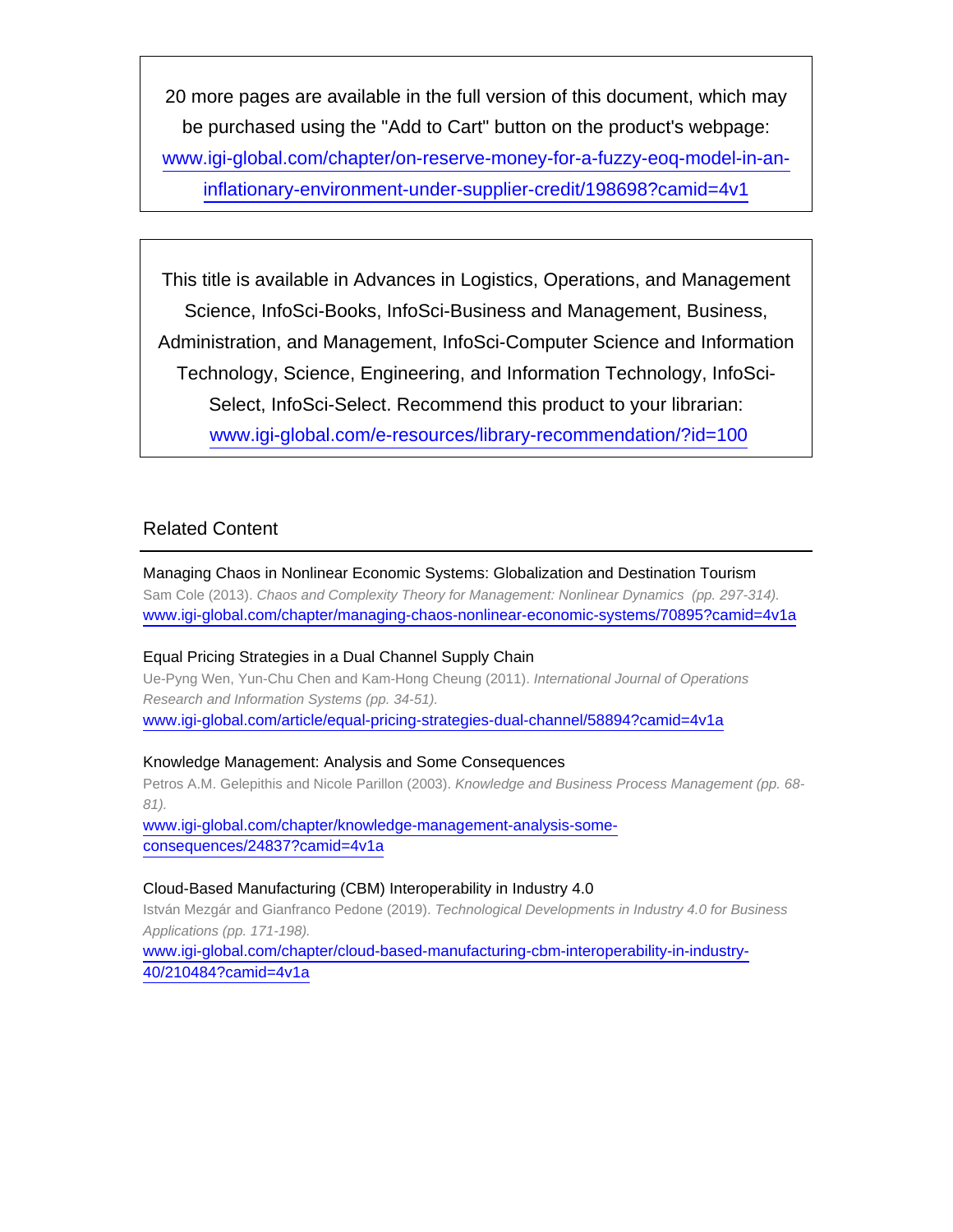20 more pages are available in the full version of this document, which may be purchased using the "Add to Cart" button on the product's webpage:
www.igi-global.com/chapter/on-reserve-money-for-a-fuzzy-eoq-model-in-an-inflationary-environment-under-supplier-credit/198698?camid=4v1

This title is available in Advances in Logistics, Operations, and Management Science, InfoSci-Books, InfoSci-Business and Management, Business, Administration, and Management, InfoSci-Computer Science and Information Technology, Science, Engineering, and Information Technology, InfoSci-Select, InfoSci-Select. Recommend this product to your librarian:
www.igi-global.com/e-resources/library-recommendation/?id=100

## Related Content

Managing Chaos in Nonlinear Economic Systems: Globalization and Destination Tourism
Sam Cole (2013). *Chaos and Complexity Theory for Management: Nonlinear Dynamics (pp. 297-314).*
www.igi-global.com/chapter/managing-chaos-nonlinear-economic-systems/70895?camid=4v1a

Equal Pricing Strategies in a Dual Channel Supply Chain
Ue-Pyng Wen, Yun-Chu Chen and Kam-Hong Cheung (2011). *International Journal of Operations Research and Information Systems (pp. 34-51).*
www.igi-global.com/article/equal-pricing-strategies-dual-channel/58894?camid=4v1a

Knowledge Management: Analysis and Some Consequences
Petros A.M. Gelepithis and Nicole Parillon (2003). *Knowledge and Business Process Management (pp. 68-81).*
www.igi-global.com/chapter/knowledge-management-analysis-some-consequences/24837?camid=4v1a

Cloud-Based Manufacturing (CBM) Interoperability in Industry 4.0
István Mezgár and Gianfranco Pedone (2019). *Technological Developments in Industry 4.0 for Business Applications (pp. 171-198).*
www.igi-global.com/chapter/cloud-based-manufacturing-cbm-interoperability-in-industry-40/210484?camid=4v1a